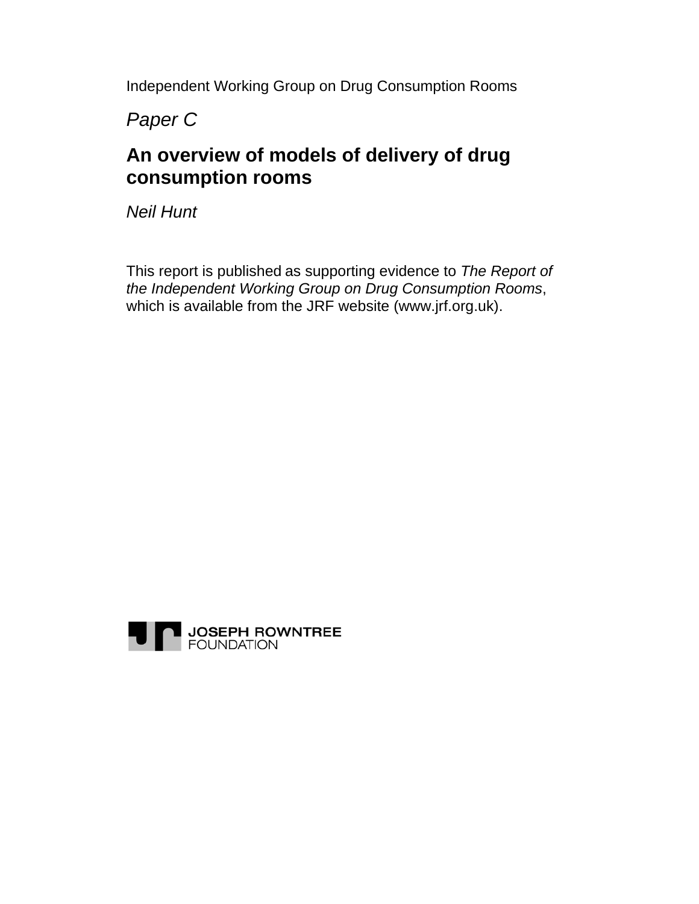Independent Working Group on Drug Consumption Rooms

*Paper C*

# An overview of models of delivery of drug consumption rooms

*Neil Hunt*

This report is published as supporting evidence to *The Report of the Independent Working Group on Drug Consumption Rooms*, which is available from the JRF website (www.jrf.org.uk).

JOSEPH ROWNTREE FOUNDATION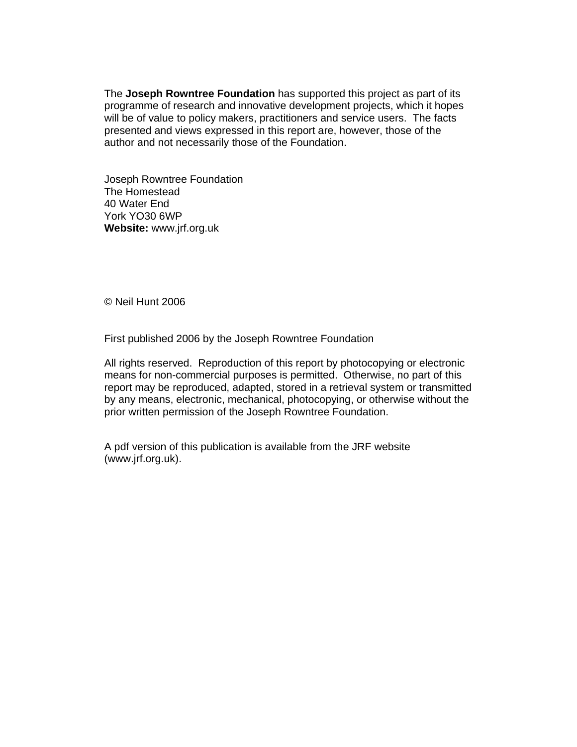The **Joseph Rowntree Foundation** has supported this project as part of its programme of research and innovative development projects, which it hopes will be of value to policy makers, practitioners and service users. The facts presented and views expressed in this report are, however, those of the author and not necessarily those of the Foundation.

Joseph Rowntree Foundation  
The Homestead  
40 Water End  
York YO30 6WP  
**Website:** www.jrf.org.uk

© Neil Hunt 2006

First published 2006 by the Joseph Rowntree Foundation

All rights reserved. Reproduction of this report by photocopying or electronic means for non-commercial purposes is permitted. Otherwise, no part of this report may be reproduced, adapted, stored in a retrieval system or transmitted by any means, electronic, mechanical, photocopying, or otherwise without the prior written permission of the Joseph Rowntree Foundation.

A pdf version of this publication is available from the JRF website (www.jrf.org.uk).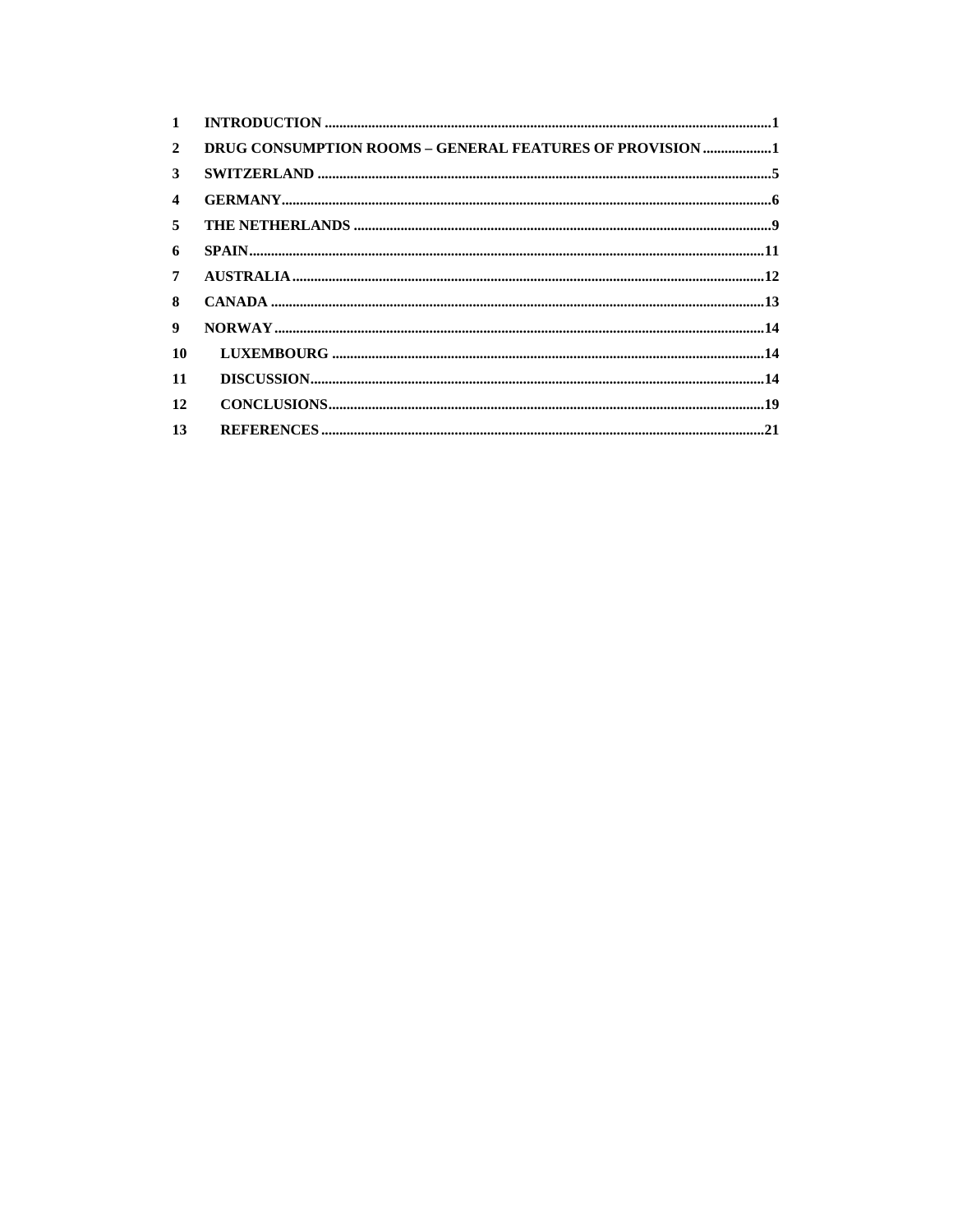1 INTRODUCTION ..........1

2 DRUG CONSUMPTION ROOMS – GENERAL FEATURES OF PROVISION ..........1

3 SWITZERLAND ..........5

4 GERMANY..........6

5 THE NETHERLANDS ..........9

6 SPAIN..........11

7 AUSTRALIA..........12

8 CANADA ..........13

9 NORWAY..........14

10 LUXEMBOURG ..........14

11 DISCUSSION..........14

12 CONCLUSIONS..........19

13 REFERENCES ..........21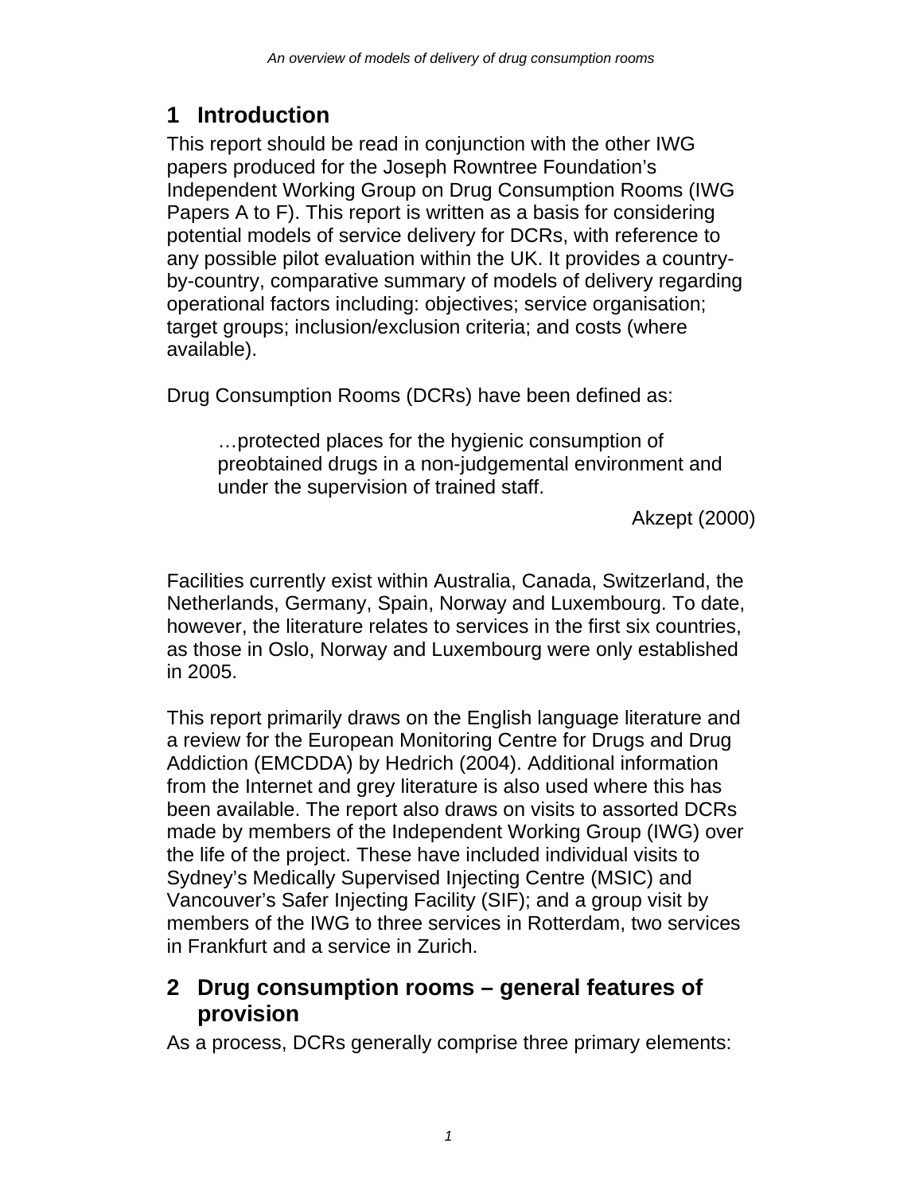# 1 Introduction

This report should be read in conjunction with the other IWG papers produced for the Joseph Rowntree Foundation's Independent Working Group on Drug Consumption Rooms (IWG Papers A to F). This report is written as a basis for considering potential models of service delivery for DCRs, with reference to any possible pilot evaluation within the UK. It provides a country-by-country, comparative summary of models of delivery regarding operational factors including: objectives; service organisation; target groups; inclusion/exclusion criteria; and costs (where available).

Drug Consumption Rooms (DCRs) have been defined as:

> …protected places for the hygienic consumption of preobtained drugs in a non-judgemental environment and under the supervision of trained staff.
>
> Akzept (2000)

Facilities currently exist within Australia, Canada, Switzerland, the Netherlands, Germany, Spain, Norway and Luxembourg. To date, however, the literature relates to services in the first six countries, as those in Oslo, Norway and Luxembourg were only established in 2005.

This report primarily draws on the English language literature and a review for the European Monitoring Centre for Drugs and Drug Addiction (EMCDDA) by Hedrich (2004). Additional information from the Internet and grey literature is also used where this has been available. The report also draws on visits to assorted DCRs made by members of the Independent Working Group (IWG) over the life of the project. These have included individual visits to Sydney's Medically Supervised Injecting Centre (MSIC) and Vancouver's Safer Injecting Facility (SIF); and a group visit by members of the IWG to three services in Rotterdam, two services in Frankfurt and a service in Zurich.

# 2 Drug consumption rooms – general features of provision

As a process, DCRs generally comprise three primary elements: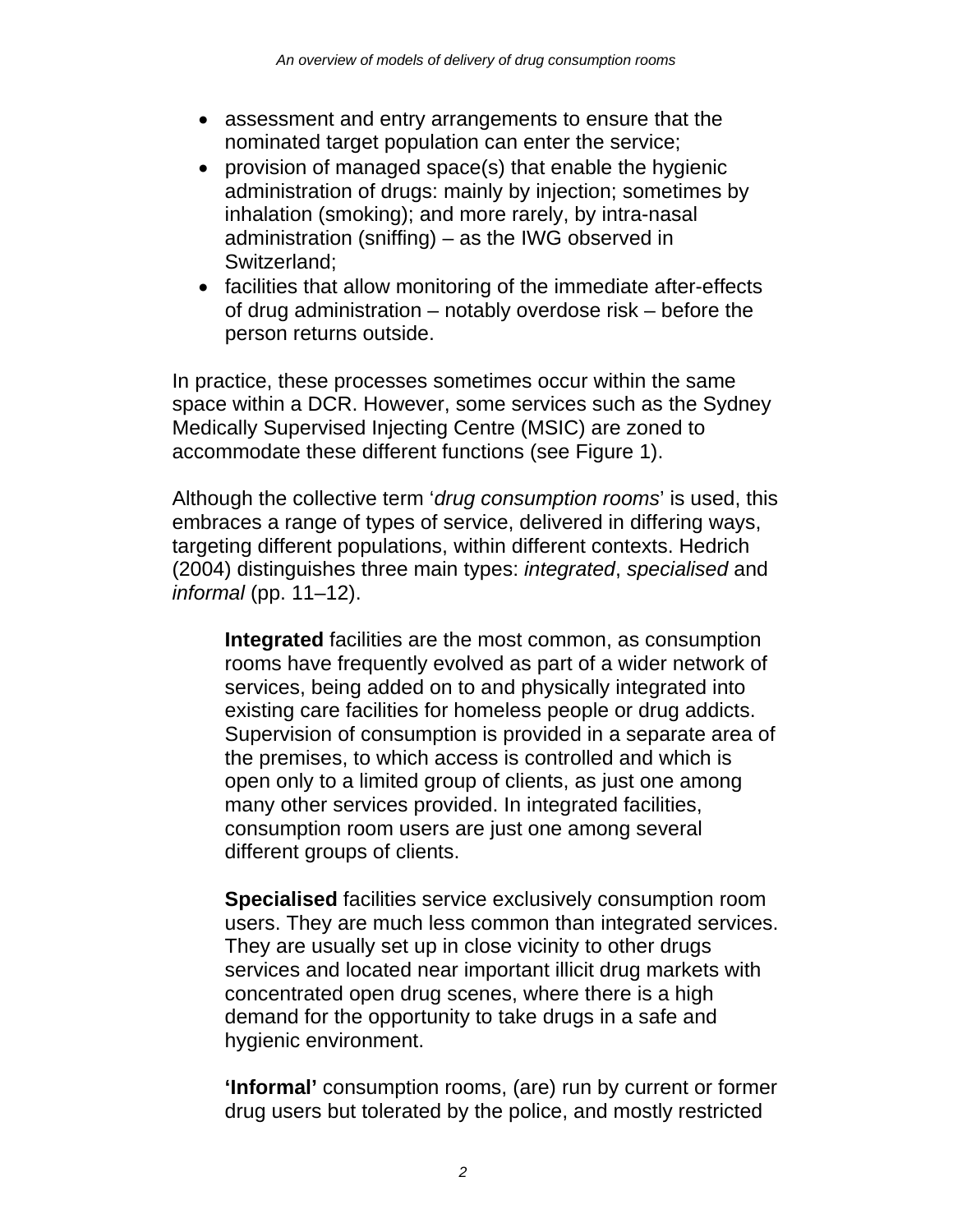- assessment and entry arrangements to ensure that the nominated target population can enter the service;
- provision of managed space(s) that enable the hygienic administration of drugs: mainly by injection; sometimes by inhalation (smoking); and more rarely, by intra-nasal administration (sniffing) – as the IWG observed in Switzerland;
- facilities that allow monitoring of the immediate after-effects of drug administration – notably overdose risk – before the person returns outside.

In practice, these processes sometimes occur within the same space within a DCR. However, some services such as the Sydney Medically Supervised Injecting Centre (MSIC) are zoned to accommodate these different functions (see Figure 1).

Although the collective term '*drug consumption rooms*' is used, this embraces a range of types of service, delivered in differing ways, targeting different populations, within different contexts. Hedrich (2004) distinguishes three main types: *integrated*, *specialised* and *informal* (pp. 11–12).

> **Integrated** facilities are the most common, as consumption rooms have frequently evolved as part of a wider network of services, being added on to and physically integrated into existing care facilities for homeless people or drug addicts. Supervision of consumption is provided in a separate area of the premises, to which access is controlled and which is open only to a limited group of clients, as just one among many other services provided. In integrated facilities, consumption room users are just one among several different groups of clients.
>
> **Specialised** facilities service exclusively consumption room users. They are much less common than integrated services. They are usually set up in close vicinity to other drugs services and located near important illicit drug markets with concentrated open drug scenes, where there is a high demand for the opportunity to take drugs in a safe and hygienic environment.
>
> **'Informal'** consumption rooms, (are) run by current or former drug users but tolerated by the police, and mostly restricted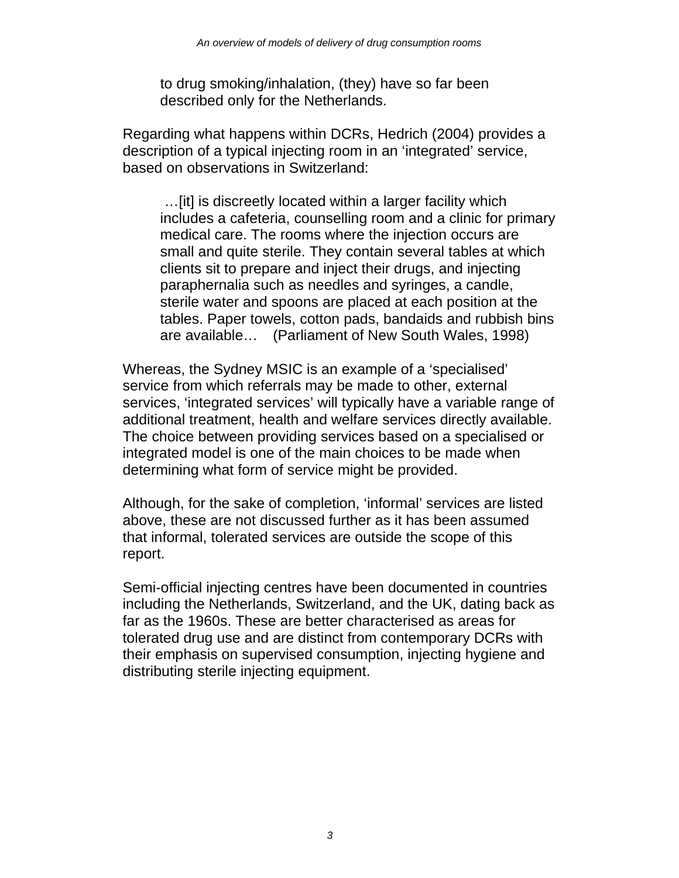> to drug smoking/inhalation, (they) have so far been described only for the Netherlands.

Regarding what happens within DCRs, Hedrich (2004) provides a description of a typical injecting room in an 'integrated' service, based on observations in Switzerland:

> …[it] is discreetly located within a larger facility which includes a cafeteria, counselling room and a clinic for primary medical care. The rooms where the injection occurs are small and quite sterile. They contain several tables at which clients sit to prepare and inject their drugs, and injecting paraphernalia such as needles and syringes, a candle, sterile water and spoons are placed at each position at the tables. Paper towels, cotton pads, bandaids and rubbish bins are available… (Parliament of New South Wales, 1998)

Whereas, the Sydney MSIC is an example of a 'specialised' service from which referrals may be made to other, external services, 'integrated services' will typically have a variable range of additional treatment, health and welfare services directly available. The choice between providing services based on a specialised or integrated model is one of the main choices to be made when determining what form of service might be provided.

Although, for the sake of completion, 'informal' services are listed above, these are not discussed further as it has been assumed that informal, tolerated services are outside the scope of this report.

Semi-official injecting centres have been documented in countries including the Netherlands, Switzerland, and the UK, dating back as far as the 1960s. These are better characterised as areas for tolerated drug use and are distinct from contemporary DCRs with their emphasis on supervised consumption, injecting hygiene and distributing sterile injecting equipment.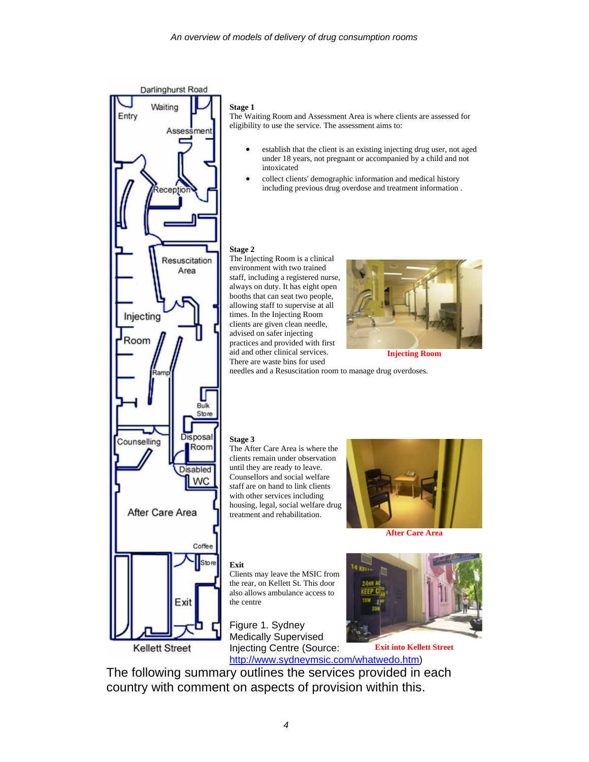**Stage 1**

The Waiting Room and Assessment Area is where clients are assessed for eligibility to use the service. The assessment aims to:

- establish that the client is an existing injecting drug user, not aged under 18 years, not pregnant or accompanied by a child and not intoxicated
- collect clients' demographic information and medical history including previous drug overdose and treatment information .

**Stage 2**

The Injecting Room is a clinical environment with two trained staff, including a registered nurse, always on duty. It has eight open booths that can seat two people, allowing staff to supervise at all times. In the Injecting Room clients are given clean needle, advised on safer injecting practices and provided with first aid and other clinical services. There are waste bins for used needles and a Resuscitation room to manage drug overdoses.

**Injecting Room**

**Stage 3**

The After Care Area is where the clients remain under observation until they are ready to leave. Counsellors and social welfare staff are on hand to link clients with other services including housing, legal, social welfare drug treatment and rehabilitation.

**After Care Area**

**Exit**

Clients may leave the MSIC from the rear, on Kellett St. This door also allows ambulance access to the centre

**Exit into Kellett Street**

Figure 1. Sydney Medically Supervised Injecting Centre (Source: http://www.sydneymsic.com/whatwedo.htm)

The following summary outlines the services provided in each country with comment on aspects of provision within this.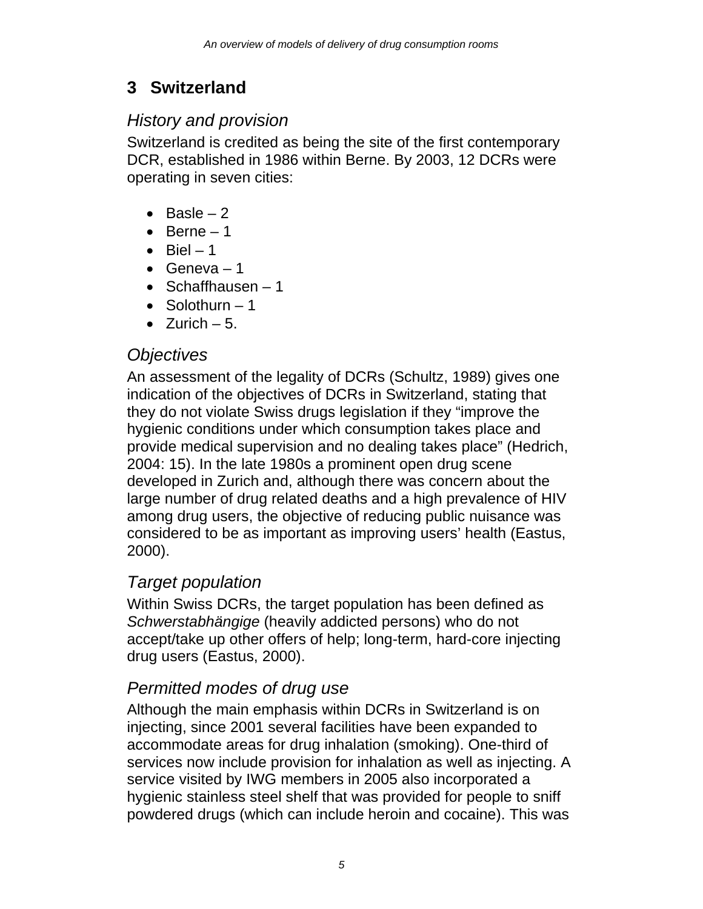# 3 Switzerland

## *History and provision*

Switzerland is credited as being the site of the first contemporary DCR, established in 1986 within Berne. By 2003, 12 DCRs were operating in seven cities:

- Basle – 2
- Berne – 1
- Biel – 1
- Geneva – 1
- Schaffhausen – 1
- Solothurn – 1
- Zurich – 5.

## *Objectives*

An assessment of the legality of DCRs (Schultz, 1989) gives one indication of the objectives of DCRs in Switzerland, stating that they do not violate Swiss drugs legislation if they "improve the hygienic conditions under which consumption takes place and provide medical supervision and no dealing takes place" (Hedrich, 2004: 15). In the late 1980s a prominent open drug scene developed in Zurich and, although there was concern about the large number of drug related deaths and a high prevalence of HIV among drug users, the objective of reducing public nuisance was considered to be as important as improving users' health (Eastus, 2000).

## *Target population*

Within Swiss DCRs, the target population has been defined as *Schwerstabhängige* (heavily addicted persons) who do not accept/take up other offers of help; long-term, hard-core injecting drug users (Eastus, 2000).

## *Permitted modes of drug use*

Although the main emphasis within DCRs in Switzerland is on injecting, since 2001 several facilities have been expanded to accommodate areas for drug inhalation (smoking). One-third of services now include provision for inhalation as well as injecting. A service visited by IWG members in 2005 also incorporated a hygienic stainless steel shelf that was provided for people to sniff powdered drugs (which can include heroin and cocaine). This was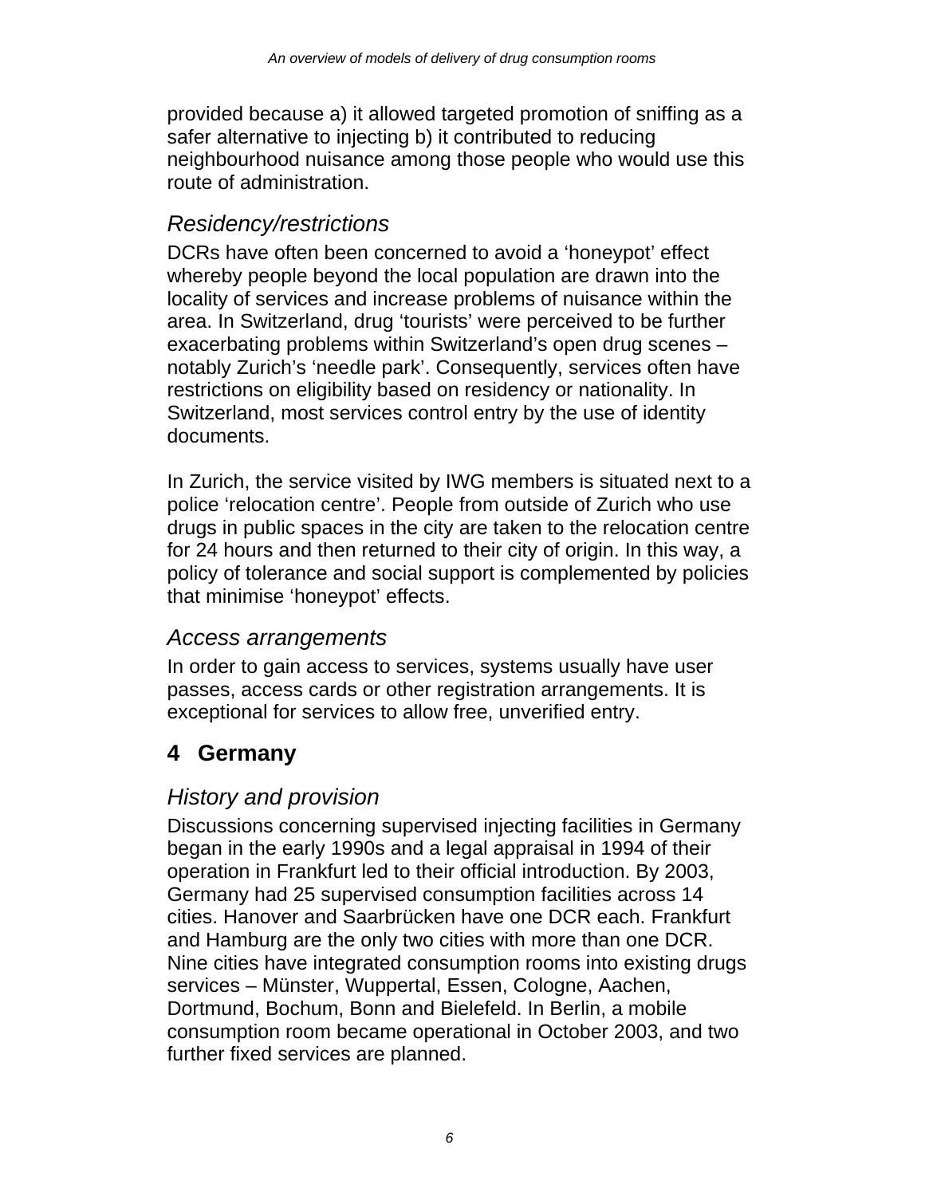provided because a) it allowed targeted promotion of sniffing as a safer alternative to injecting b) it contributed to reducing neighbourhood nuisance among those people who would use this route of administration.

### *Residency/restrictions*

DCRs have often been concerned to avoid a 'honeypot' effect whereby people beyond the local population are drawn into the locality of services and increase problems of nuisance within the area. In Switzerland, drug 'tourists' were perceived to be further exacerbating problems within Switzerland's open drug scenes – notably Zurich's 'needle park'. Consequently, services often have restrictions on eligibility based on residency or nationality. In Switzerland, most services control entry by the use of identity documents.

In Zurich, the service visited by IWG members is situated next to a police 'relocation centre'. People from outside of Zurich who use drugs in public spaces in the city are taken to the relocation centre for 24 hours and then returned to their city of origin. In this way, a policy of tolerance and social support is complemented by policies that minimise 'honeypot' effects.

### *Access arrangements*

In order to gain access to services, systems usually have user passes, access cards or other registration arrangements. It is exceptional for services to allow free, unverified entry.

## 4 Germany

### *History and provision*

Discussions concerning supervised injecting facilities in Germany began in the early 1990s and a legal appraisal in 1994 of their operation in Frankfurt led to their official introduction. By 2003, Germany had 25 supervised consumption facilities across 14 cities. Hanover and Saarbrücken have one DCR each. Frankfurt and Hamburg are the only two cities with more than one DCR. Nine cities have integrated consumption rooms into existing drugs services – Münster, Wuppertal, Essen, Cologne, Aachen, Dortmund, Bochum, Bonn and Bielefeld. In Berlin, a mobile consumption room became operational in October 2003, and two further fixed services are planned.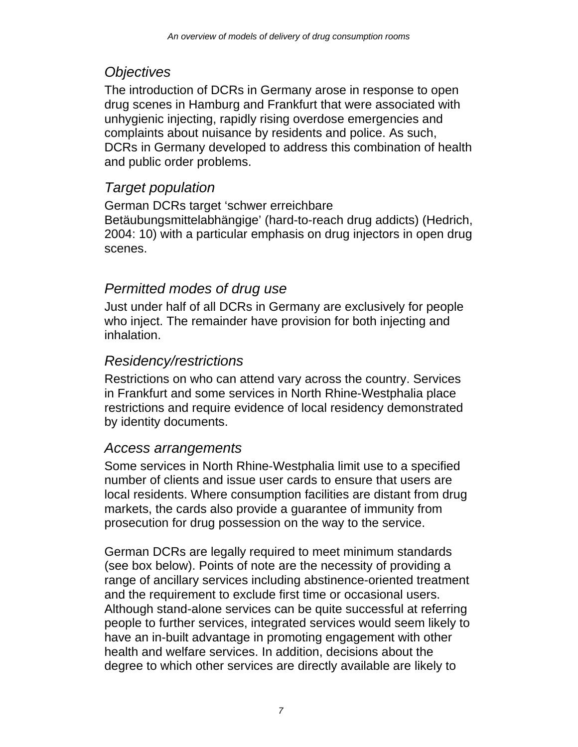### *Objectives*

The introduction of DCRs in Germany arose in response to open drug scenes in Hamburg and Frankfurt that were associated with unhygienic injecting, rapidly rising overdose emergencies and complaints about nuisance by residents and police. As such, DCRs in Germany developed to address this combination of health and public order problems.

### *Target population*

German DCRs target 'schwer erreichbare Betäubungsmittelabhängige' (hard-to-reach drug addicts) (Hedrich, 2004: 10) with a particular emphasis on drug injectors in open drug scenes.

### *Permitted modes of drug use*

Just under half of all DCRs in Germany are exclusively for people who inject. The remainder have provision for both injecting and inhalation.

### *Residency/restrictions*

Restrictions on who can attend vary across the country. Services in Frankfurt and some services in North Rhine-Westphalia place restrictions and require evidence of local residency demonstrated by identity documents.

### *Access arrangements*

Some services in North Rhine-Westphalia limit use to a specified number of clients and issue user cards to ensure that users are local residents. Where consumption facilities are distant from drug markets, the cards also provide a guarantee of immunity from prosecution for drug possession on the way to the service.

German DCRs are legally required to meet minimum standards (see box below). Points of note are the necessity of providing a range of ancillary services including abstinence-oriented treatment and the requirement to exclude first time or occasional users. Although stand-alone services can be quite successful at referring people to further services, integrated services would seem likely to have an in-built advantage in promoting engagement with other health and welfare services. In addition, decisions about the degree to which other services are directly available are likely to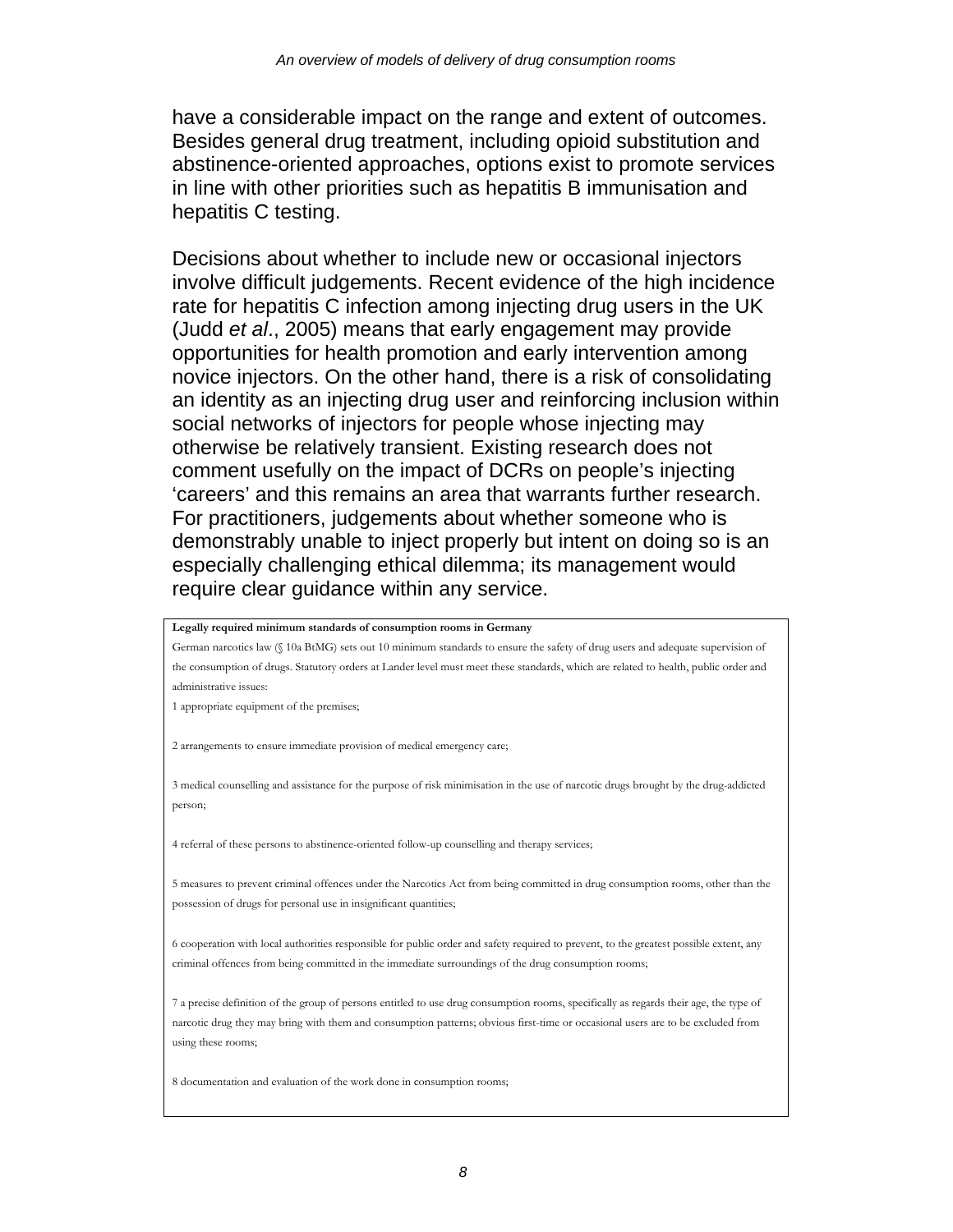have a considerable impact on the range and extent of outcomes. Besides general drug treatment, including opioid substitution and abstinence-oriented approaches, options exist to promote services in line with other priorities such as hepatitis B immunisation and hepatitis C testing.

Decisions about whether to include new or occasional injectors involve difficult judgements. Recent evidence of the high incidence rate for hepatitis C infection among injecting drug users in the UK (Judd *et al*., 2005) means that early engagement may provide opportunities for health promotion and early intervention among novice injectors. On the other hand, there is a risk of consolidating an identity as an injecting drug user and reinforcing inclusion within social networks of injectors for people whose injecting may otherwise be relatively transient. Existing research does not comment usefully on the impact of DCRs on people's injecting 'careers' and this remains an area that warrants further research. For practitioners, judgements about whether someone who is demonstrably unable to inject properly but intent on doing so is an especially challenging ethical dilemma; its management would require clear guidance within any service.

**Legally required minimum standards of consumption rooms in Germany**

German narcotics law (§ 10a BtMG) sets out 10 minimum standards to ensure the safety of drug users and adequate supervision of the consumption of drugs. Statutory orders at Lander level must meet these standards, which are related to health, public order and administrative issues:

1 appropriate equipment of the premises;

2 arrangements to ensure immediate provision of medical emergency care;

3 medical counselling and assistance for the purpose of risk minimisation in the use of narcotic drugs brought by the drug-addicted person;

4 referral of these persons to abstinence-oriented follow-up counselling and therapy services;

5 measures to prevent criminal offences under the Narcotics Act from being committed in drug consumption rooms, other than the possession of drugs for personal use in insignificant quantities;

6 cooperation with local authorities responsible for public order and safety required to prevent, to the greatest possible extent, any criminal offences from being committed in the immediate surroundings of the drug consumption rooms;

7 a precise definition of the group of persons entitled to use drug consumption rooms, specifically as regards their age, the type of narcotic drug they may bring with them and consumption patterns; obvious first-time or occasional users are to be excluded from using these rooms;

8 documentation and evaluation of the work done in consumption rooms;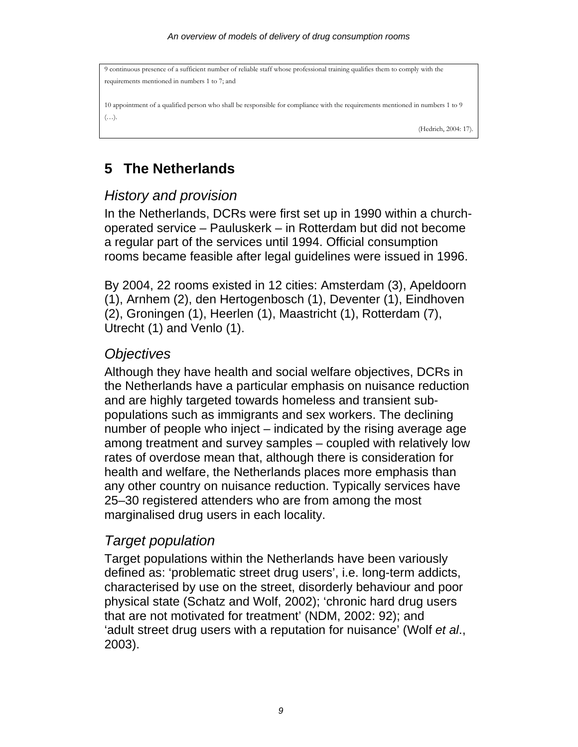9 continuous presence of a sufficient number of reliable staff whose professional training qualifies them to comply with the requirements mentioned in numbers 1 to 7; and

10 appointment of a qualified person who shall be responsible for compliance with the requirements mentioned in numbers 1 to 9 (…).

(Hedrich, 2004: 17).

## 5 The Netherlands

### *History and provision*

In the Netherlands, DCRs were first set up in 1990 within a church-operated service – Pauluskerk – in Rotterdam but did not become a regular part of the services until 1994. Official consumption rooms became feasible after legal guidelines were issued in 1996.

By 2004, 22 rooms existed in 12 cities: Amsterdam (3), Apeldoorn (1), Arnhem (2), den Hertogenbosch (1), Deventer (1), Eindhoven (2), Groningen (1), Heerlen (1), Maastricht (1), Rotterdam (7), Utrecht (1) and Venlo (1).

### *Objectives*

Although they have health and social welfare objectives, DCRs in the Netherlands have a particular emphasis on nuisance reduction and are highly targeted towards homeless and transient sub-populations such as immigrants and sex workers. The declining number of people who inject – indicated by the rising average age among treatment and survey samples – coupled with relatively low rates of overdose mean that, although there is consideration for health and welfare, the Netherlands places more emphasis than any other country on nuisance reduction. Typically services have 25–30 registered attenders who are from among the most marginalised drug users in each locality.

### *Target population*

Target populations within the Netherlands have been variously defined as: 'problematic street drug users', i.e. long-term addicts, characterised by use on the street, disorderly behaviour and poor physical state (Schatz and Wolf, 2002); 'chronic hard drug users that are not motivated for treatment' (NDM, 2002: 92); and 'adult street drug users with a reputation for nuisance' (Wolf *et al*., 2003).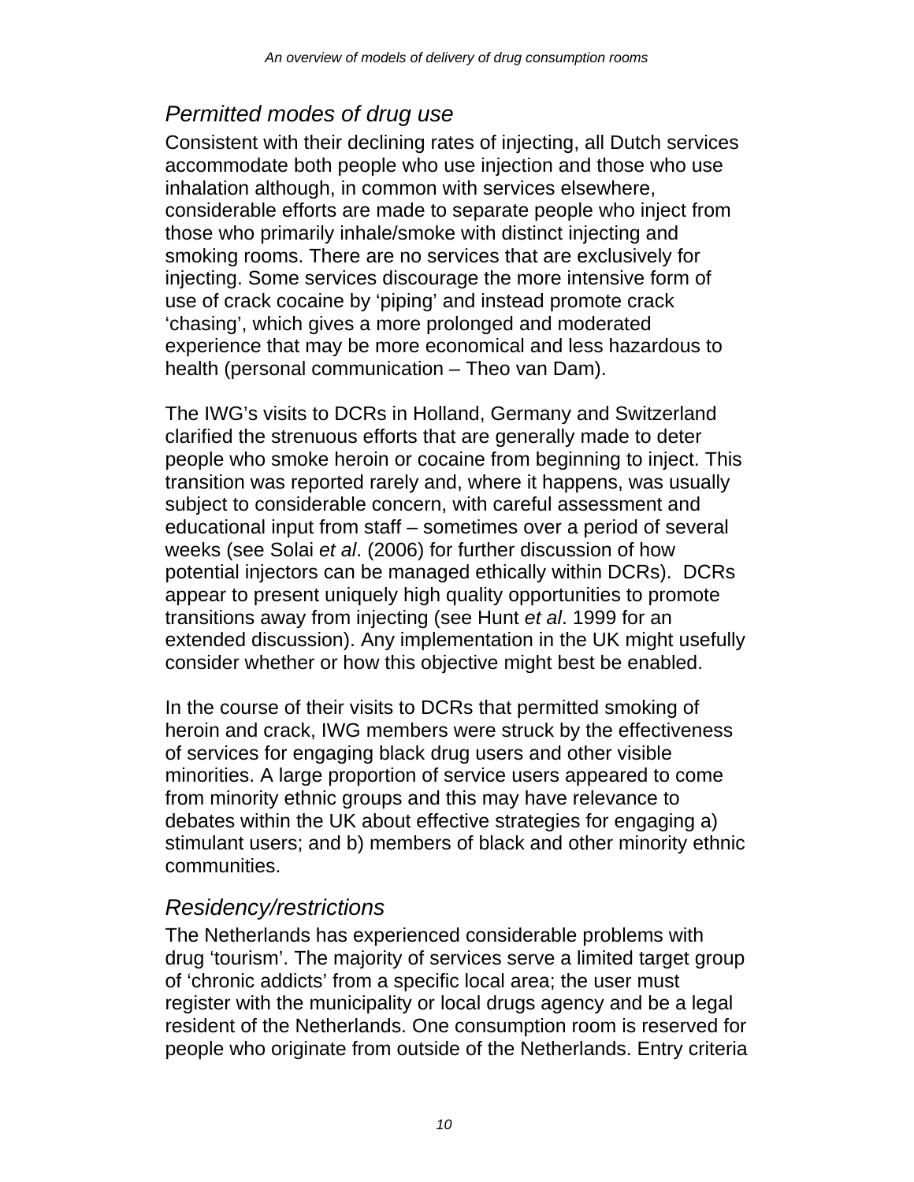## *Permitted modes of drug use*

Consistent with their declining rates of injecting, all Dutch services accommodate both people who use injection and those who use inhalation although, in common with services elsewhere, considerable efforts are made to separate people who inject from those who primarily inhale/smoke with distinct injecting and smoking rooms. There are no services that are exclusively for injecting. Some services discourage the more intensive form of use of crack cocaine by 'piping' and instead promote crack 'chasing', which gives a more prolonged and moderated experience that may be more economical and less hazardous to health (personal communication – Theo van Dam).

The IWG's visits to DCRs in Holland, Germany and Switzerland clarified the strenuous efforts that are generally made to deter people who smoke heroin or cocaine from beginning to inject. This transition was reported rarely and, where it happens, was usually subject to considerable concern, with careful assessment and educational input from staff – sometimes over a period of several weeks (see Solai *et al*. (2006) for further discussion of how potential injectors can be managed ethically within DCRs). DCRs appear to present uniquely high quality opportunities to promote transitions away from injecting (see Hunt *et al*. 1999 for an extended discussion). Any implementation in the UK might usefully consider whether or how this objective might best be enabled.

In the course of their visits to DCRs that permitted smoking of heroin and crack, IWG members were struck by the effectiveness of services for engaging black drug users and other visible minorities. A large proportion of service users appeared to come from minority ethnic groups and this may have relevance to debates within the UK about effective strategies for engaging a) stimulant users; and b) members of black and other minority ethnic communities.

## *Residency/restrictions*

The Netherlands has experienced considerable problems with drug 'tourism'. The majority of services serve a limited target group of 'chronic addicts' from a specific local area; the user must register with the municipality or local drugs agency and be a legal resident of the Netherlands. One consumption room is reserved for people who originate from outside of the Netherlands. Entry criteria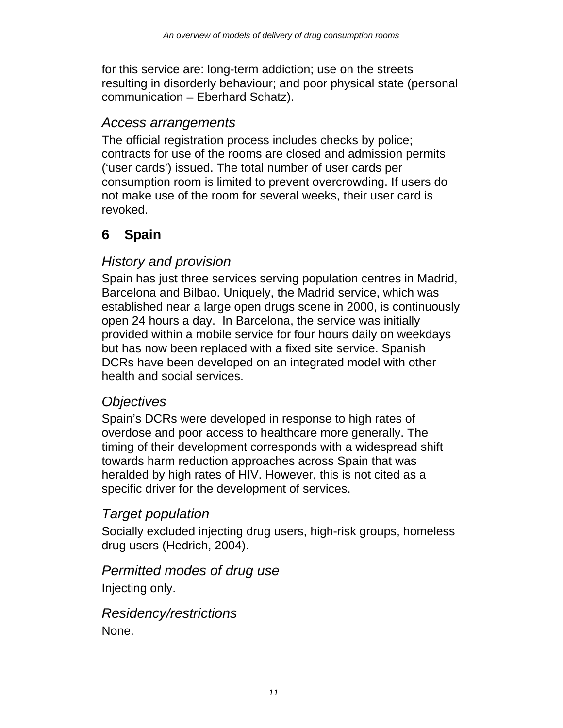for this service are: long-term addiction; use on the streets resulting in disorderly behaviour; and poor physical state (personal communication – Eberhard Schatz).

### *Access arrangements*

The official registration process includes checks by police; contracts for use of the rooms are closed and admission permits ('user cards') issued. The total number of user cards per consumption room is limited to prevent overcrowding. If users do not make use of the room for several weeks, their user card is revoked.

## 6 Spain

### *History and provision*

Spain has just three services serving population centres in Madrid, Barcelona and Bilbao. Uniquely, the Madrid service, which was established near a large open drugs scene in 2000, is continuously open 24 hours a day. In Barcelona, the service was initially provided within a mobile service for four hours daily on weekdays but has now been replaced with a fixed site service. Spanish DCRs have been developed on an integrated model with other health and social services.

### *Objectives*

Spain's DCRs were developed in response to high rates of overdose and poor access to healthcare more generally. The timing of their development corresponds with a widespread shift towards harm reduction approaches across Spain that was heralded by high rates of HIV. However, this is not cited as a specific driver for the development of services.

### *Target population*

Socially excluded injecting drug users, high-risk groups, homeless drug users (Hedrich, 2004).

### *Permitted modes of drug use*

Injecting only.

### *Residency/restrictions*

None.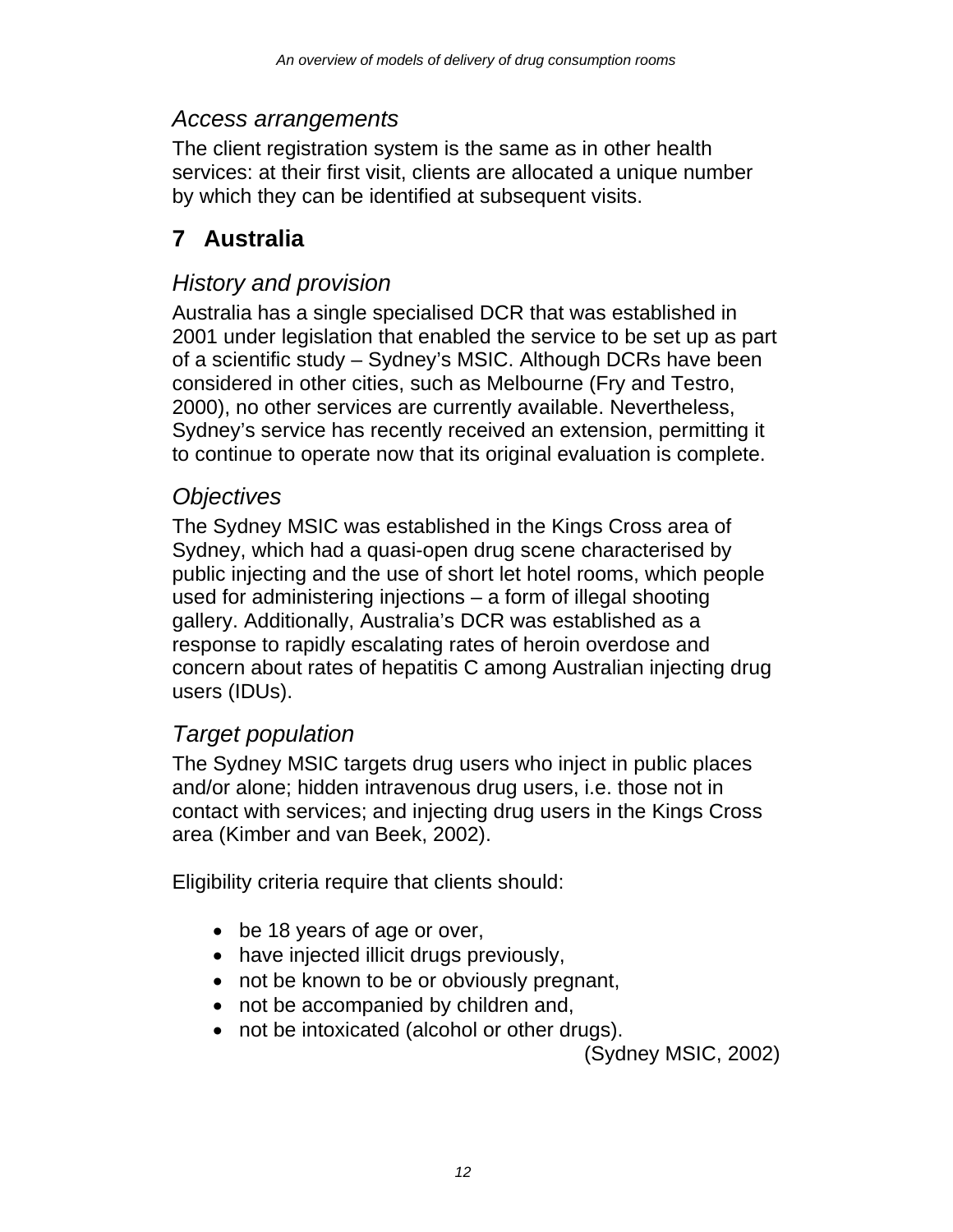### *Access arrangements*

The client registration system is the same as in other health services: at their first visit, clients are allocated a unique number by which they can be identified at subsequent visits.

## 7 Australia

### *History and provision*

Australia has a single specialised DCR that was established in 2001 under legislation that enabled the service to be set up as part of a scientific study – Sydney's MSIC. Although DCRs have been considered in other cities, such as Melbourne (Fry and Testro, 2000), no other services are currently available. Nevertheless, Sydney's service has recently received an extension, permitting it to continue to operate now that its original evaluation is complete.

### *Objectives*

The Sydney MSIC was established in the Kings Cross area of Sydney, which had a quasi-open drug scene characterised by public injecting and the use of short let hotel rooms, which people used for administering injections – a form of illegal shooting gallery. Additionally, Australia's DCR was established as a response to rapidly escalating rates of heroin overdose and concern about rates of hepatitis C among Australian injecting drug users (IDUs).

### *Target population*

The Sydney MSIC targets drug users who inject in public places and/or alone; hidden intravenous drug users, i.e. those not in contact with services; and injecting drug users in the Kings Cross area (Kimber and van Beek, 2002).

Eligibility criteria require that clients should:

- be 18 years of age or over,
- have injected illicit drugs previously,
- not be known to be or obviously pregnant,
- not be accompanied by children and,
- not be intoxicated (alcohol or other drugs).

(Sydney MSIC, 2002)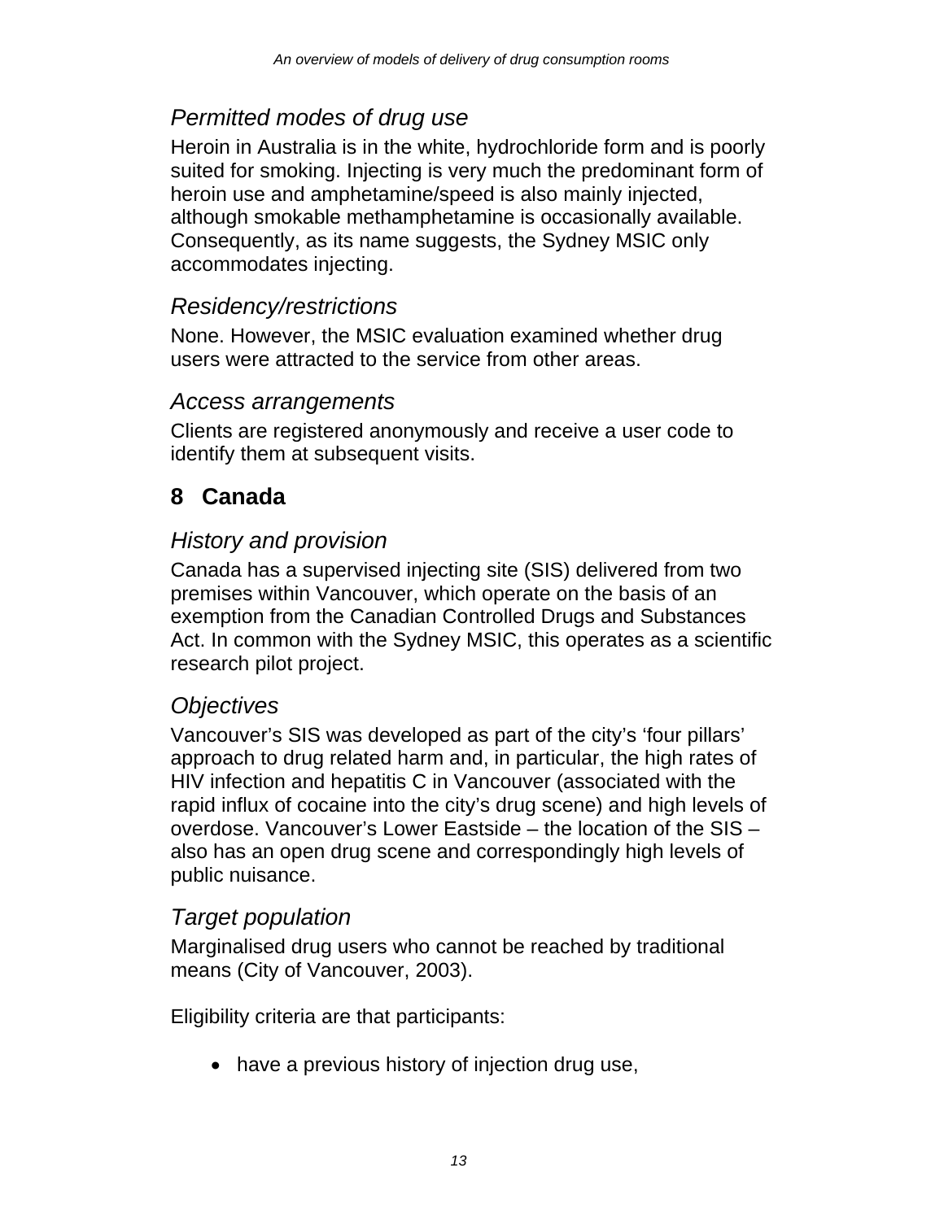### *Permitted modes of drug use*

Heroin in Australia is in the white, hydrochloride form and is poorly suited for smoking. Injecting is very much the predominant form of heroin use and amphetamine/speed is also mainly injected, although smokable methamphetamine is occasionally available. Consequently, as its name suggests, the Sydney MSIC only accommodates injecting.

### *Residency/restrictions*

None. However, the MSIC evaluation examined whether drug users were attracted to the service from other areas.

### *Access arrangements*

Clients are registered anonymously and receive a user code to identify them at subsequent visits.

## 8 Canada

### *History and provision*

Canada has a supervised injecting site (SIS) delivered from two premises within Vancouver, which operate on the basis of an exemption from the Canadian Controlled Drugs and Substances Act. In common with the Sydney MSIC, this operates as a scientific research pilot project.

### *Objectives*

Vancouver's SIS was developed as part of the city's 'four pillars' approach to drug related harm and, in particular, the high rates of HIV infection and hepatitis C in Vancouver (associated with the rapid influx of cocaine into the city's drug scene) and high levels of overdose. Vancouver's Lower Eastside – the location of the SIS – also has an open drug scene and correspondingly high levels of public nuisance.

### *Target population*

Marginalised drug users who cannot be reached by traditional means (City of Vancouver, 2003).

Eligibility criteria are that participants:

- have a previous history of injection drug use,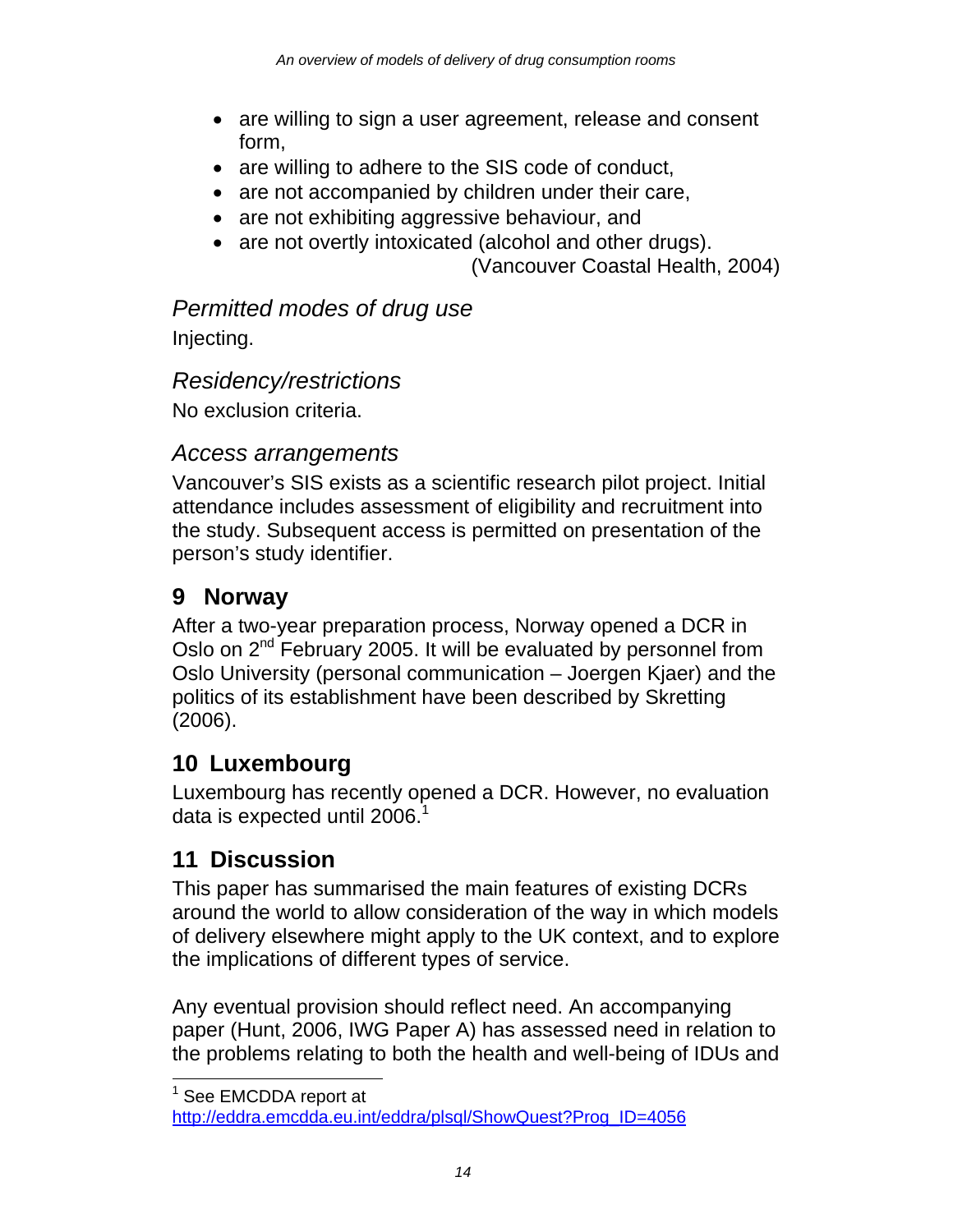- are willing to sign a user agreement, release and consent form,
- are willing to adhere to the SIS code of conduct,
- are not accompanied by children under their care,
- are not exhibiting aggressive behaviour, and
- are not overtly intoxicated (alcohol and other drugs).

(Vancouver Coastal Health, 2004)

### *Permitted modes of drug use*

Injecting.

### *Residency/restrictions*

No exclusion criteria.

### *Access arrangements*

Vancouver's SIS exists as a scientific research pilot project. Initial attendance includes assessment of eligibility and recruitment into the study. Subsequent access is permitted on presentation of the person's study identifier.

## 9 Norway

After a two-year preparation process, Norway opened a DCR in Oslo on 2nd February 2005. It will be evaluated by personnel from Oslo University (personal communication – Joergen Kjaer) and the politics of its establishment have been described by Skretting (2006).

## 10 Luxembourg

Luxembourg has recently opened a DCR. However, no evaluation data is expected until 2006.[1]

## 11 Discussion

This paper has summarised the main features of existing DCRs around the world to allow consideration of the way in which models of delivery elsewhere might apply to the UK context, and to explore the implications of different types of service.

Any eventual provision should reflect need. An accompanying paper (Hunt, 2006, IWG Paper A) has assessed need in relation to the problems relating to both the health and well-being of IDUs and

[1] See EMCDDA report at http://eddra.emcdda.eu.int/eddra/plsql/ShowQuest?Prog_ID=4056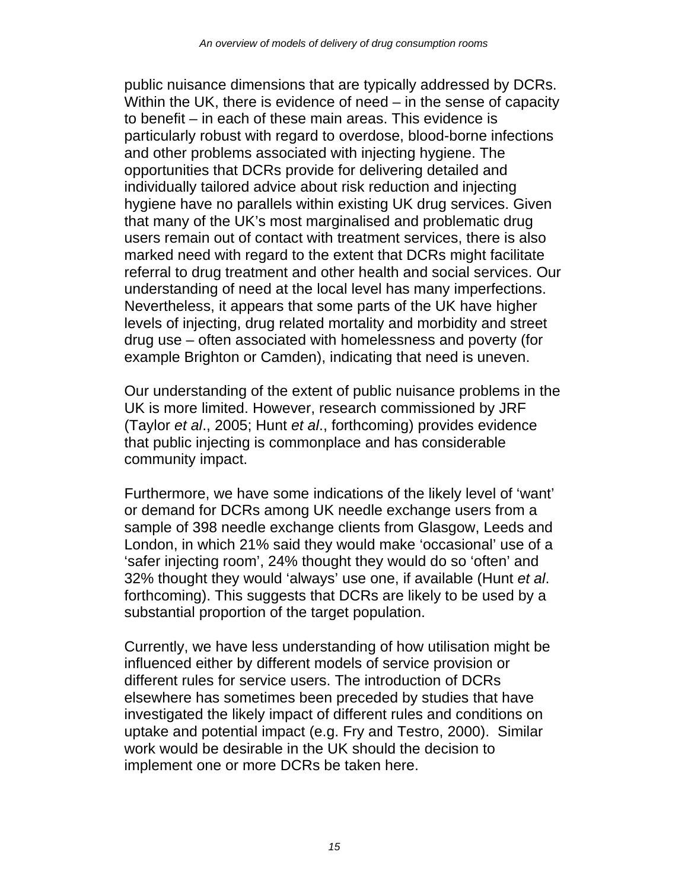public nuisance dimensions that are typically addressed by DCRs. Within the UK, there is evidence of need – in the sense of capacity to benefit – in each of these main areas. This evidence is particularly robust with regard to overdose, blood-borne infections and other problems associated with injecting hygiene. The opportunities that DCRs provide for delivering detailed and individually tailored advice about risk reduction and injecting hygiene have no parallels within existing UK drug services. Given that many of the UK's most marginalised and problematic drug users remain out of contact with treatment services, there is also marked need with regard to the extent that DCRs might facilitate referral to drug treatment and other health and social services. Our understanding of need at the local level has many imperfections. Nevertheless, it appears that some parts of the UK have higher levels of injecting, drug related mortality and morbidity and street drug use – often associated with homelessness and poverty (for example Brighton or Camden), indicating that need is uneven.

Our understanding of the extent of public nuisance problems in the UK is more limited. However, research commissioned by JRF (Taylor *et al*., 2005; Hunt *et al*., forthcoming) provides evidence that public injecting is commonplace and has considerable community impact.

Furthermore, we have some indications of the likely level of 'want' or demand for DCRs among UK needle exchange users from a sample of 398 needle exchange clients from Glasgow, Leeds and London, in which 21% said they would make 'occasional' use of a 'safer injecting room', 24% thought they would do so 'often' and 32% thought they would 'always' use one, if available (Hunt *et al*. forthcoming). This suggests that DCRs are likely to be used by a substantial proportion of the target population.

Currently, we have less understanding of how utilisation might be influenced either by different models of service provision or different rules for service users. The introduction of DCRs elsewhere has sometimes been preceded by studies that have investigated the likely impact of different rules and conditions on uptake and potential impact (e.g. Fry and Testro, 2000). Similar work would be desirable in the UK should the decision to implement one or more DCRs be taken here.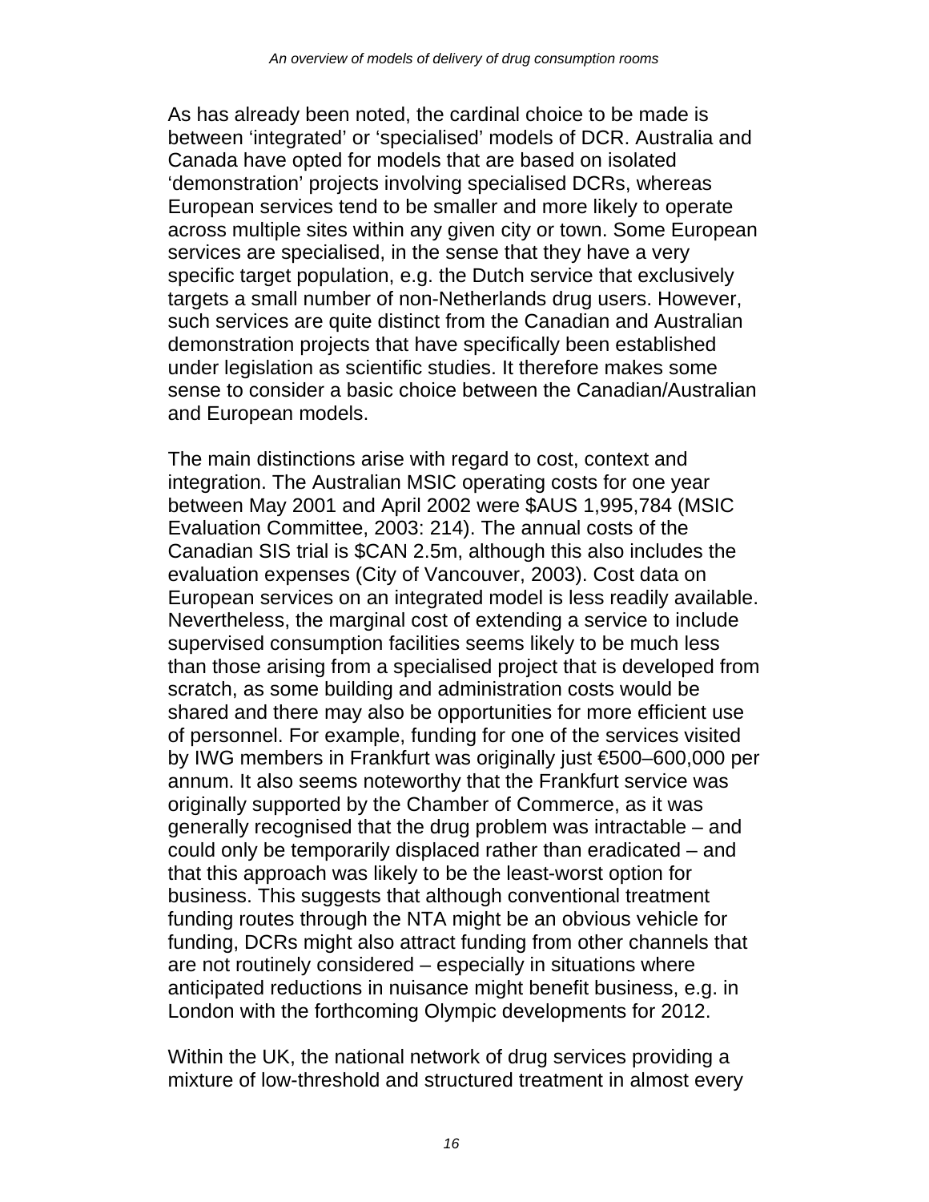As has already been noted, the cardinal choice to be made is between 'integrated' or 'specialised' models of DCR. Australia and Canada have opted for models that are based on isolated 'demonstration' projects involving specialised DCRs, whereas European services tend to be smaller and more likely to operate across multiple sites within any given city or town. Some European services are specialised, in the sense that they have a very specific target population, e.g. the Dutch service that exclusively targets a small number of non-Netherlands drug users. However, such services are quite distinct from the Canadian and Australian demonstration projects that have specifically been established under legislation as scientific studies. It therefore makes some sense to consider a basic choice between the Canadian/Australian and European models.

The main distinctions arise with regard to cost, context and integration. The Australian MSIC operating costs for one year between May 2001 and April 2002 were $AUS 1,995,784 (MSIC Evaluation Committee, 2003: 214). The annual costs of the Canadian SIS trial is $CAN 2.5m, although this also includes the evaluation expenses (City of Vancouver, 2003). Cost data on European services on an integrated model is less readily available. Nevertheless, the marginal cost of extending a service to include supervised consumption facilities seems likely to be much less than those arising from a specialised project that is developed from scratch, as some building and administration costs would be shared and there may also be opportunities for more efficient use of personnel. For example, funding for one of the services visited by IWG members in Frankfurt was originally just €500–600,000 per annum. It also seems noteworthy that the Frankfurt service was originally supported by the Chamber of Commerce, as it was generally recognised that the drug problem was intractable – and could only be temporarily displaced rather than eradicated – and that this approach was likely to be the least-worst option for business. This suggests that although conventional treatment funding routes through the NTA might be an obvious vehicle for funding, DCRs might also attract funding from other channels that are not routinely considered – especially in situations where anticipated reductions in nuisance might benefit business, e.g. in London with the forthcoming Olympic developments for 2012.

Within the UK, the national network of drug services providing a mixture of low-threshold and structured treatment in almost every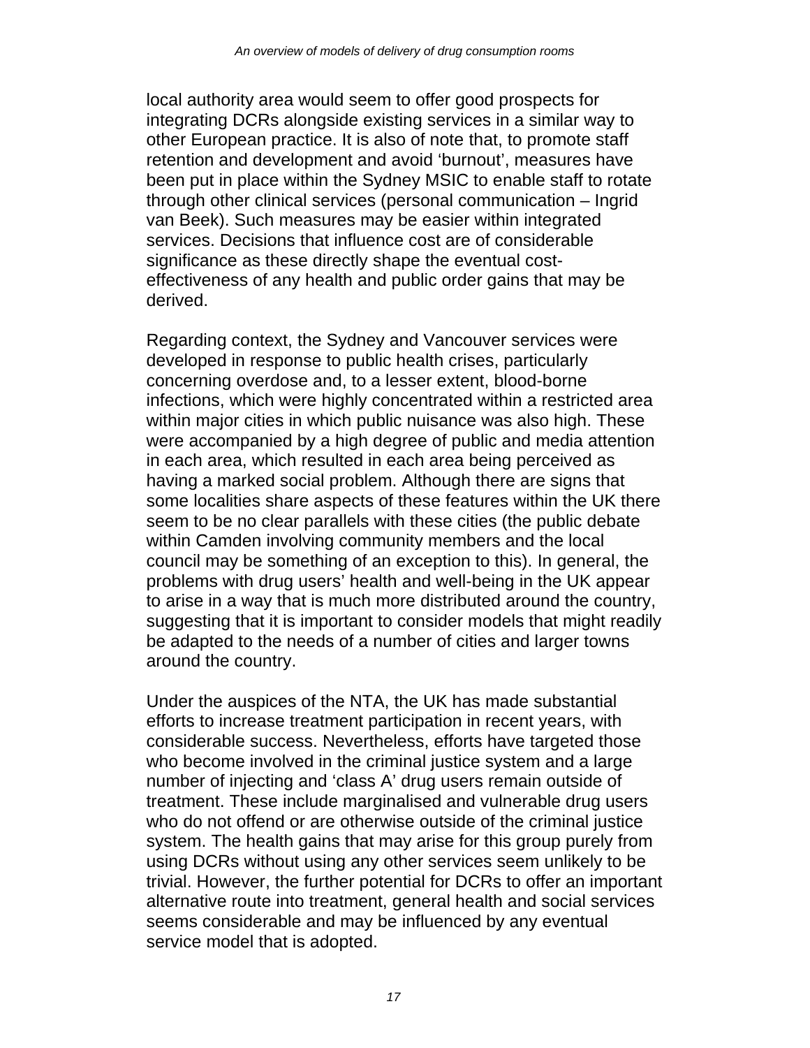local authority area would seem to offer good prospects for integrating DCRs alongside existing services in a similar way to other European practice. It is also of note that, to promote staff retention and development and avoid 'burnout', measures have been put in place within the Sydney MSIC to enable staff to rotate through other clinical services (personal communication – Ingrid van Beek). Such measures may be easier within integrated services. Decisions that influence cost are of considerable significance as these directly shape the eventual cost-effectiveness of any health and public order gains that may be derived.

Regarding context, the Sydney and Vancouver services were developed in response to public health crises, particularly concerning overdose and, to a lesser extent, blood-borne infections, which were highly concentrated within a restricted area within major cities in which public nuisance was also high. These were accompanied by a high degree of public and media attention in each area, which resulted in each area being perceived as having a marked social problem. Although there are signs that some localities share aspects of these features within the UK there seem to be no clear parallels with these cities (the public debate within Camden involving community members and the local council may be something of an exception to this). In general, the problems with drug users' health and well-being in the UK appear to arise in a way that is much more distributed around the country, suggesting that it is important to consider models that might readily be adapted to the needs of a number of cities and larger towns around the country.

Under the auspices of the NTA, the UK has made substantial efforts to increase treatment participation in recent years, with considerable success. Nevertheless, efforts have targeted those who become involved in the criminal justice system and a large number of injecting and 'class A' drug users remain outside of treatment. These include marginalised and vulnerable drug users who do not offend or are otherwise outside of the criminal justice system. The health gains that may arise for this group purely from using DCRs without using any other services seem unlikely to be trivial. However, the further potential for DCRs to offer an important alternative route into treatment, general health and social services seems considerable and may be influenced by any eventual service model that is adopted.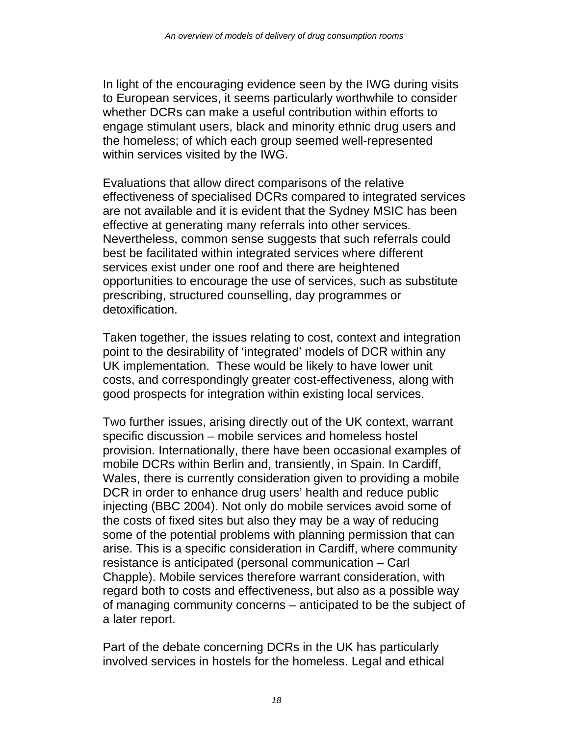In light of the encouraging evidence seen by the IWG during visits to European services, it seems particularly worthwhile to consider whether DCRs can make a useful contribution within efforts to engage stimulant users, black and minority ethnic drug users and the homeless; of which each group seemed well-represented within services visited by the IWG.

Evaluations that allow direct comparisons of the relative effectiveness of specialised DCRs compared to integrated services are not available and it is evident that the Sydney MSIC has been effective at generating many referrals into other services. Nevertheless, common sense suggests that such referrals could best be facilitated within integrated services where different services exist under one roof and there are heightened opportunities to encourage the use of services, such as substitute prescribing, structured counselling, day programmes or detoxification.

Taken together, the issues relating to cost, context and integration point to the desirability of 'integrated' models of DCR within any UK implementation. These would be likely to have lower unit costs, and correspondingly greater cost-effectiveness, along with good prospects for integration within existing local services.

Two further issues, arising directly out of the UK context, warrant specific discussion – mobile services and homeless hostel provision. Internationally, there have been occasional examples of mobile DCRs within Berlin and, transiently, in Spain. In Cardiff, Wales, there is currently consideration given to providing a mobile DCR in order to enhance drug users' health and reduce public injecting (BBC 2004). Not only do mobile services avoid some of the costs of fixed sites but also they may be a way of reducing some of the potential problems with planning permission that can arise. This is a specific consideration in Cardiff, where community resistance is anticipated (personal communication – Carl Chapple). Mobile services therefore warrant consideration, with regard both to costs and effectiveness, but also as a possible way of managing community concerns – anticipated to be the subject of a later report.

Part of the debate concerning DCRs in the UK has particularly involved services in hostels for the homeless. Legal and ethical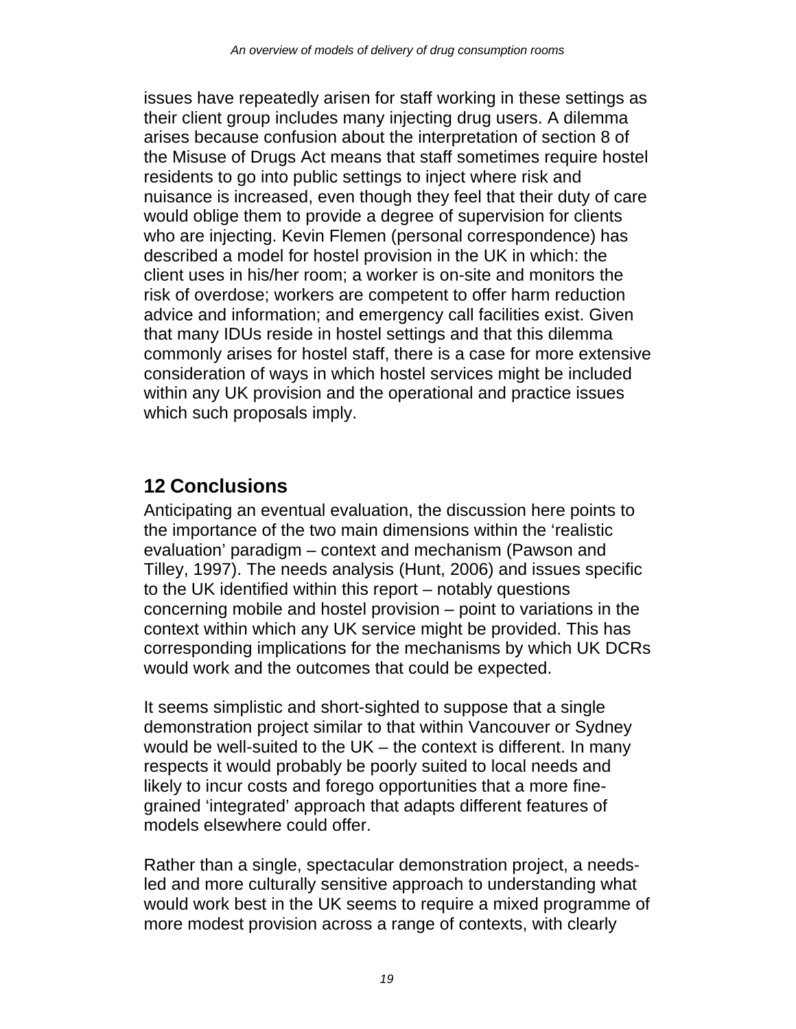issues have repeatedly arisen for staff working in these settings as their client group includes many injecting drug users. A dilemma arises because confusion about the interpretation of section 8 of the Misuse of Drugs Act means that staff sometimes require hostel residents to go into public settings to inject where risk and nuisance is increased, even though they feel that their duty of care would oblige them to provide a degree of supervision for clients who are injecting. Kevin Flemen (personal correspondence) has described a model for hostel provision in the UK in which: the client uses in his/her room; a worker is on-site and monitors the risk of overdose; workers are competent to offer harm reduction advice and information; and emergency call facilities exist. Given that many IDUs reside in hostel settings and that this dilemma commonly arises for hostel staff, there is a case for more extensive consideration of ways in which hostel services might be included within any UK provision and the operational and practice issues which such proposals imply.

## 12 Conclusions

Anticipating an eventual evaluation, the discussion here points to the importance of the two main dimensions within the 'realistic evaluation' paradigm – context and mechanism (Pawson and Tilley, 1997). The needs analysis (Hunt, 2006) and issues specific to the UK identified within this report – notably questions concerning mobile and hostel provision – point to variations in the context within which any UK service might be provided. This has corresponding implications for the mechanisms by which UK DCRs would work and the outcomes that could be expected.

It seems simplistic and short-sighted to suppose that a single demonstration project similar to that within Vancouver or Sydney would be well-suited to the UK – the context is different. In many respects it would probably be poorly suited to local needs and likely to incur costs and forego opportunities that a more fine-grained 'integrated' approach that adapts different features of models elsewhere could offer.

Rather than a single, spectacular demonstration project, a needs-led and more culturally sensitive approach to understanding what would work best in the UK seems to require a mixed programme of more modest provision across a range of contexts, with clearly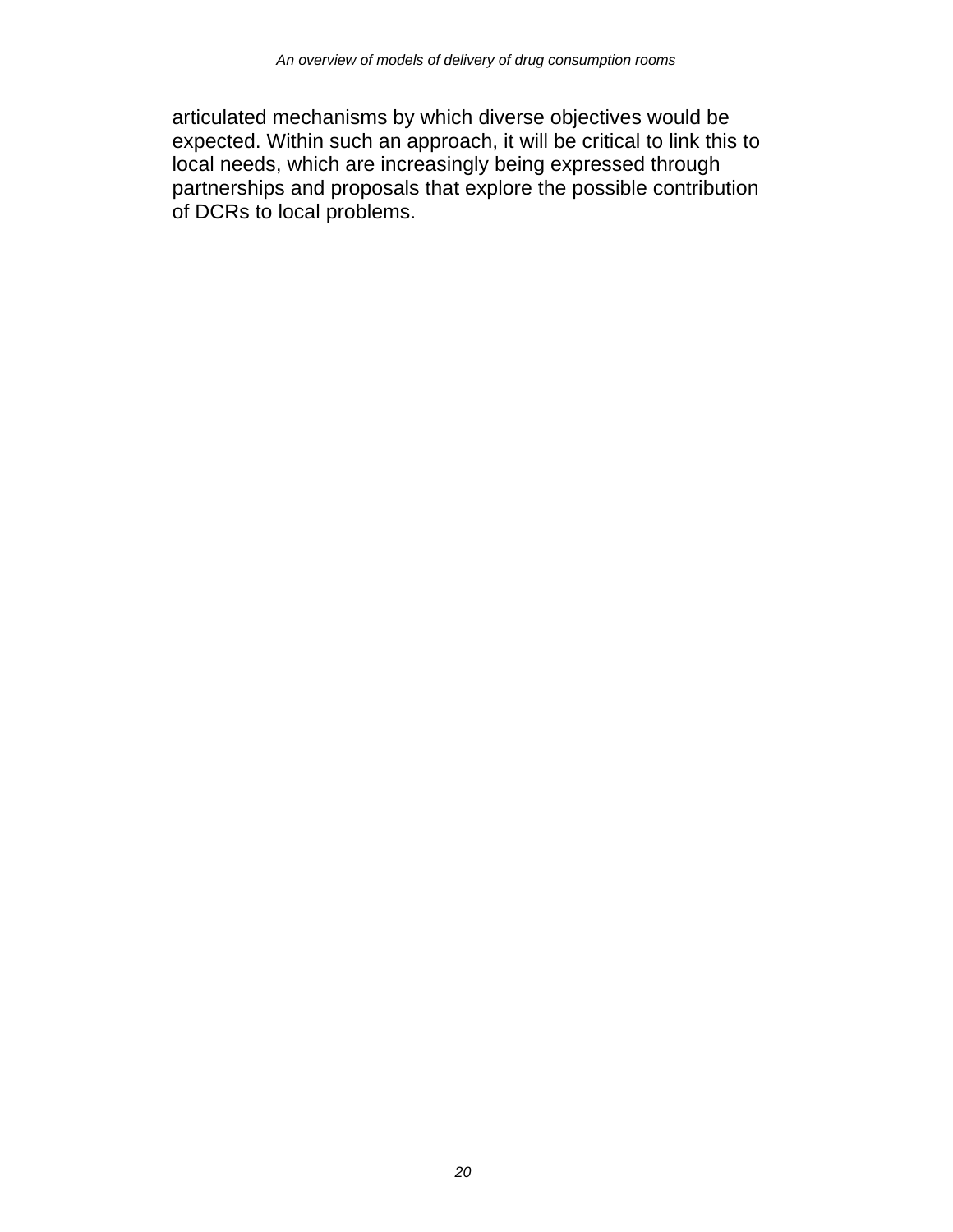articulated mechanisms by which diverse objectives would be expected. Within such an approach, it will be critical to link this to local needs, which are increasingly being expressed through partnerships and proposals that explore the possible contribution of DCRs to local problems.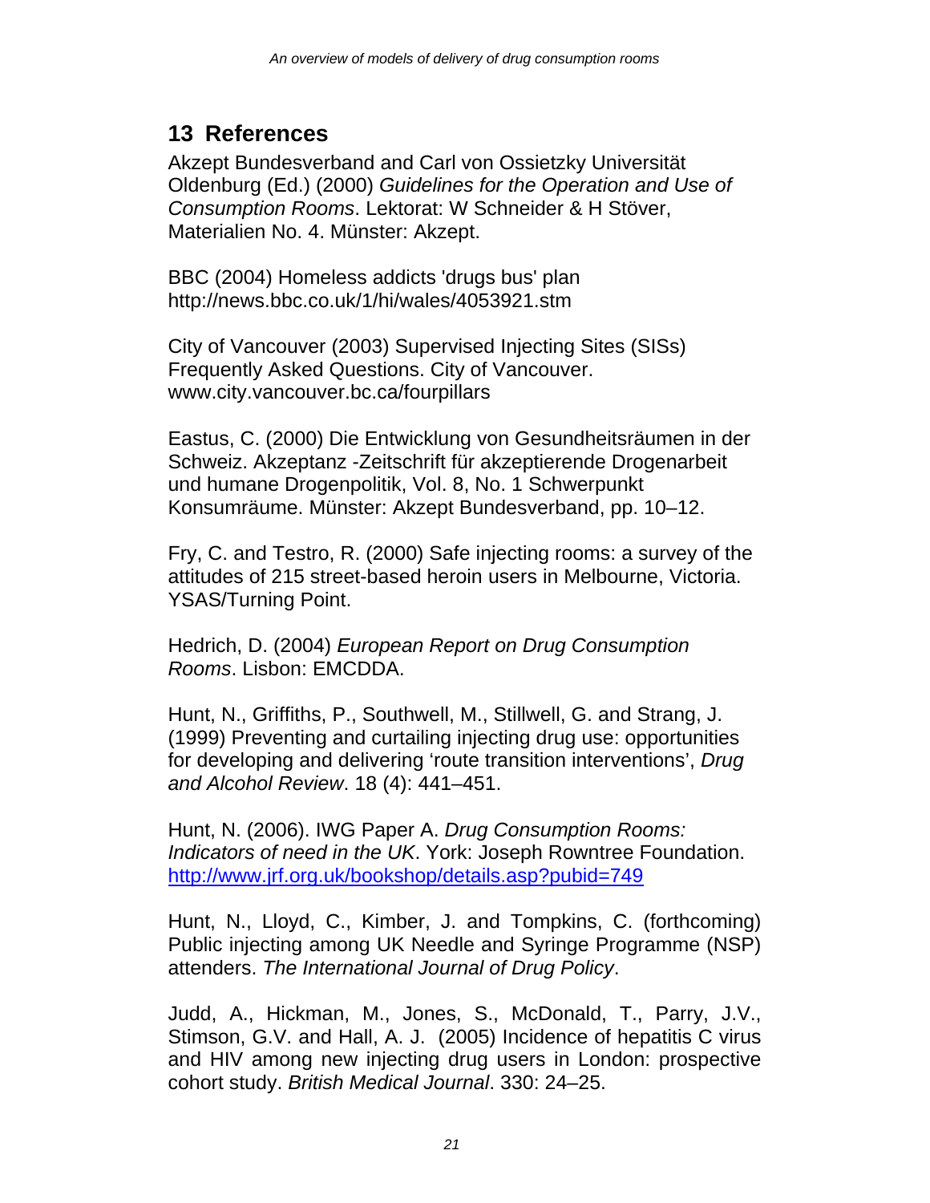## 13 References

Akzept Bundesverband and Carl von Ossietzky Universität Oldenburg (Ed.) (2000) *Guidelines for the Operation and Use of Consumption Rooms*. Lektorat: W Schneider & H Stöver, Materialien No. 4. Münster: Akzept.

BBC (2004) Homeless addicts 'drugs bus' plan http://news.bbc.co.uk/1/hi/wales/4053921.stm

City of Vancouver (2003) Supervised Injecting Sites (SISs) Frequently Asked Questions. City of Vancouver. www.city.vancouver.bc.ca/fourpillars

Eastus, C. (2000) Die Entwicklung von Gesundheitsräumen in der Schweiz. Akzeptanz -Zeitschrift für akzeptierende Drogenarbeit und humane Drogenpolitik, Vol. 8, No. 1 Schwerpunkt Konsumräume. Münster: Akzept Bundesverband, pp. 10–12.

Fry, C. and Testro, R. (2000) Safe injecting rooms: a survey of the attitudes of 215 street-based heroin users in Melbourne, Victoria. YSAS/Turning Point.

Hedrich, D. (2004) *European Report on Drug Consumption Rooms*. Lisbon: EMCDDA.

Hunt, N., Griffiths, P., Southwell, M., Stillwell, G. and Strang, J. (1999) Preventing and curtailing injecting drug use: opportunities for developing and delivering 'route transition interventions', *Drug and Alcohol Review*. 18 (4): 441–451.

Hunt, N. (2006). IWG Paper A. *Drug Consumption Rooms: Indicators of need in the UK*. York: Joseph Rowntree Foundation. http://www.jrf.org.uk/bookshop/details.asp?pubid=749

Hunt, N., Lloyd, C., Kimber, J. and Tompkins, C. (forthcoming) Public injecting among UK Needle and Syringe Programme (NSP) attenders. *The International Journal of Drug Policy*.

Judd, A., Hickman, M., Jones, S., McDonald, T., Parry, J.V., Stimson, G.V. and Hall, A. J. (2005) Incidence of hepatitis C virus and HIV among new injecting drug users in London: prospective cohort study. *British Medical Journal*. 330: 24–25.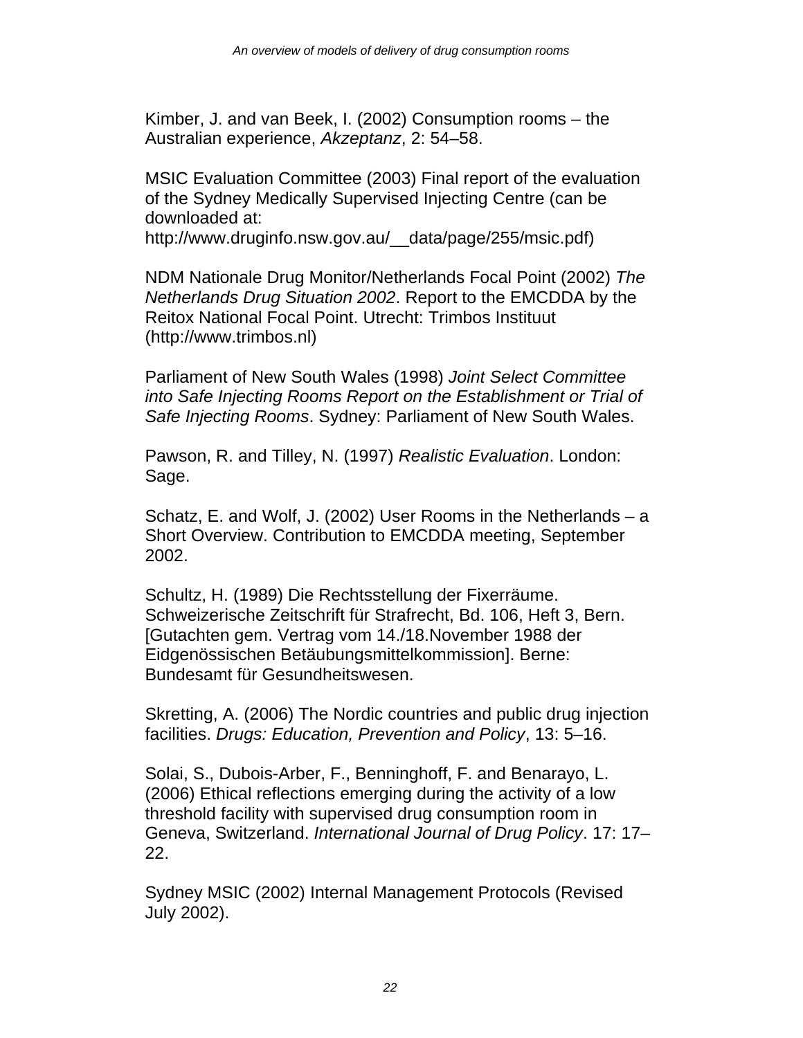Kimber, J. and van Beek, I. (2002) Consumption rooms – the Australian experience, *Akzeptanz*, 2: 54–58.

MSIC Evaluation Committee (2003) Final report of the evaluation of the Sydney Medically Supervised Injecting Centre (can be downloaded at: http://www.druginfo.nsw.gov.au/__data/page/255/msic.pdf)

NDM Nationale Drug Monitor/Netherlands Focal Point (2002) *The Netherlands Drug Situation 2002*. Report to the EMCDDA by the Reitox National Focal Point. Utrecht: Trimbos Instituut (http://www.trimbos.nl)

Parliament of New South Wales (1998) *Joint Select Committee into Safe Injecting Rooms Report on the Establishment or Trial of Safe Injecting Rooms*. Sydney: Parliament of New South Wales.

Pawson, R. and Tilley, N. (1997) *Realistic Evaluation*. London: Sage.

Schatz, E. and Wolf, J. (2002) User Rooms in the Netherlands – a Short Overview. Contribution to EMCDDA meeting, September 2002.

Schultz, H. (1989) Die Rechtsstellung der Fixerräume. Schweizerische Zeitschrift für Strafrecht, Bd. 106, Heft 3, Bern. [Gutachten gem. Vertrag vom 14./18.November 1988 der Eidgenössischen Betäubungsmittelkommission]. Berne: Bundesamt für Gesundheitswesen.

Skretting, A. (2006) The Nordic countries and public drug injection facilities. *Drugs: Education, Prevention and Policy*, 13: 5–16.

Solai, S., Dubois-Arber, F., Benninghoff, F. and Benarayo, L. (2006) Ethical reflections emerging during the activity of a low threshold facility with supervised drug consumption room in Geneva, Switzerland. *International Journal of Drug Policy*. 17: 17–22.

Sydney MSIC (2002) Internal Management Protocols (Revised July 2002).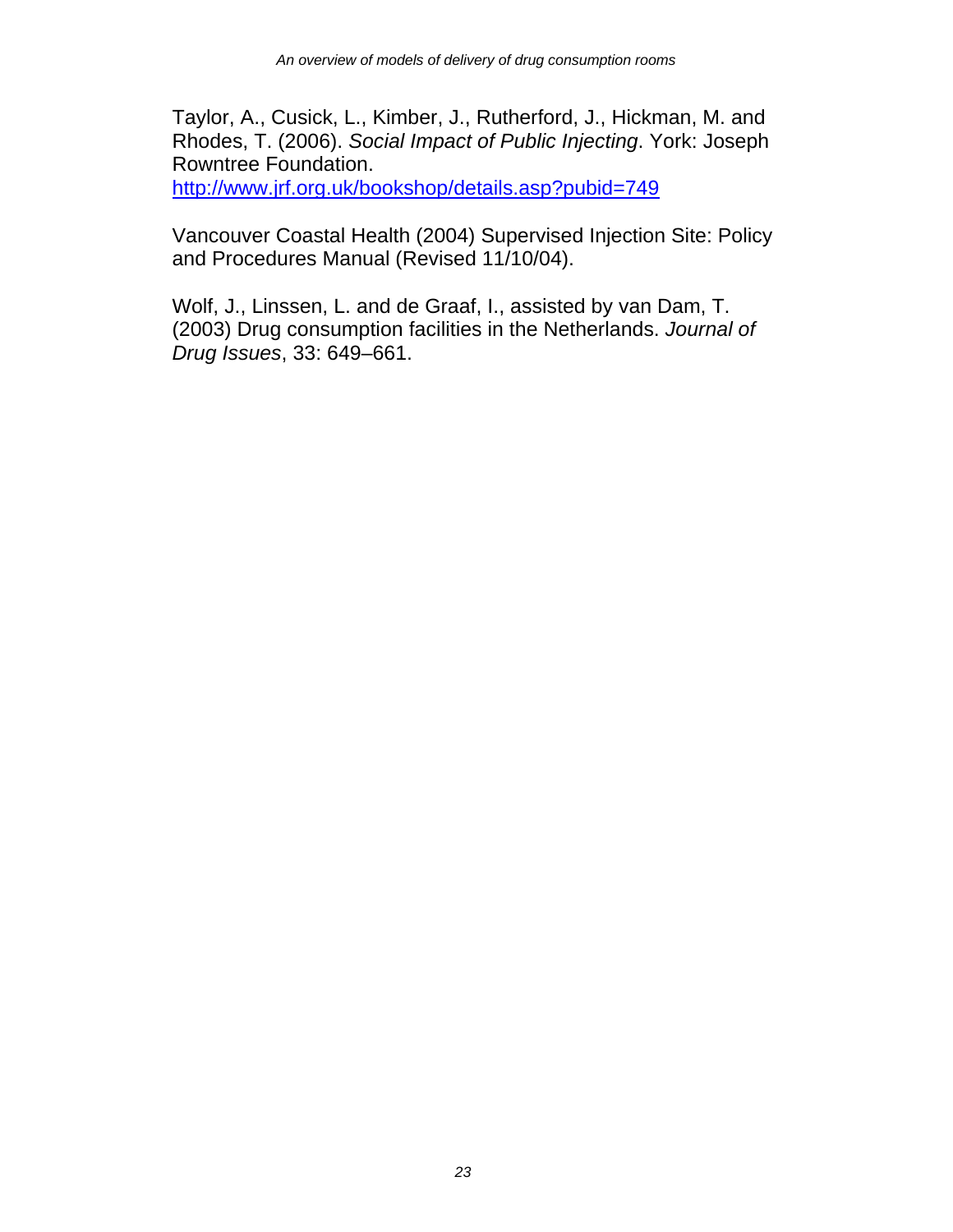Taylor, A., Cusick, L., Kimber, J., Rutherford, J., Hickman, M. and Rhodes, T. (2006). *Social Impact of Public Injecting*. York: Joseph Rowntree Foundation.
http://www.jrf.org.uk/bookshop/details.asp?pubid=749

Vancouver Coastal Health (2004) Supervised Injection Site: Policy and Procedures Manual (Revised 11/10/04).

Wolf, J., Linssen, L. and de Graaf, I., assisted by van Dam, T. (2003) Drug consumption facilities in the Netherlands. *Journal of Drug Issues*, 33: 649–661.